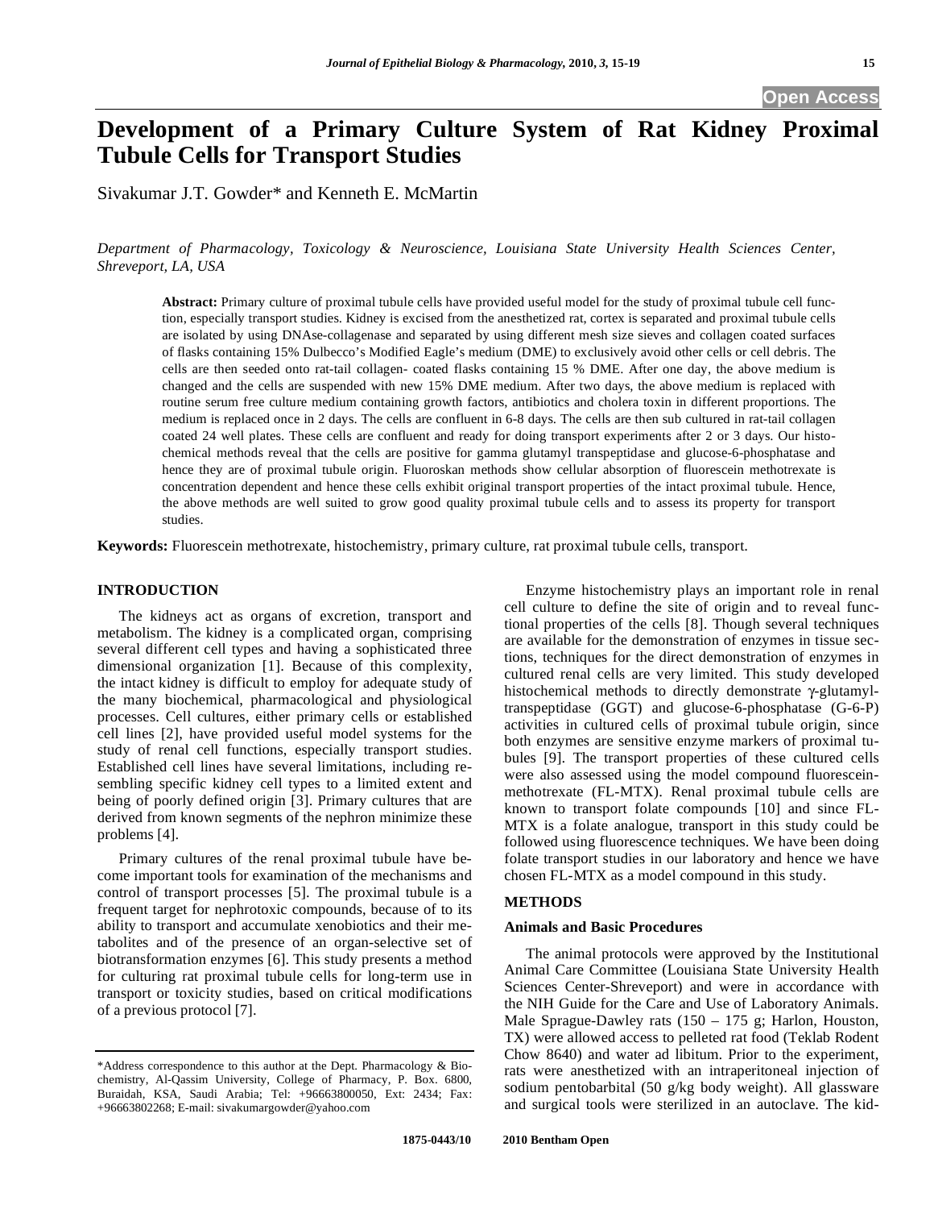Open Access

# Development of a Primary Culture System of Rat Kidney Proximal Tubule Cells for Transport Studies

Sivakumar J.T. Gowder* and Kenneth E. McMartin

*Department of Pharmacology, Toxicology & Neuroscience, Louisiana State University Health Sciences Center, Shreveport, LA, USA*

**Abstract:** Primary culture of proximal tubule cells have provided useful model for the study of proximal tubule cell function, especially transport studies. Kidney is excised from the anesthetized rat, cortex is separated and proximal tubule cells are isolated by using DNAse-collagenase and separated by using different mesh size sieves and collagen coated surfaces of flasks containing 15% Dulbecco's Modified Eagle's medium (DME) to exclusively avoid other cells or cell debris. The cells are then seeded onto rat-tail collagen- coated flasks containing 15 % DME. After one day, the above medium is changed and the cells are suspended with new 15% DME medium. After two days, the above medium is replaced with routine serum free culture medium containing growth factors, antibiotics and cholera toxin in different proportions. The medium is replaced once in 2 days. The cells are confluent in 6-8 days. The cells are then sub cultured in rat-tail collagen coated 24 well plates. These cells are confluent and ready for doing transport experiments after 2 or 3 days. Our histochemical methods reveal that the cells are positive for gamma glutamyl transpeptidase and glucose-6-phosphatase and hence they are of proximal tubule origin. Fluoroskan methods show cellular absorption of fluorescein methotrexate is concentration dependent and hence these cells exhibit original transport properties of the intact proximal tubule. Hence, the above methods are well suited to grow good quality proximal tubule cells and to assess its property for transport studies.

**Keywords:** Fluorescein methotrexate, histochemistry, primary culture, rat proximal tubule cells, transport.

## INTRODUCTION

The kidneys act as organs of excretion, transport and metabolism. The kidney is a complicated organ, comprising several different cell types and having a sophisticated three dimensional organization [1]. Because of this complexity, the intact kidney is difficult to employ for adequate study of the many biochemical, pharmacological and physiological processes. Cell cultures, either primary cells or established cell lines [2], have provided useful model systems for the study of renal cell functions, especially transport studies. Established cell lines have several limitations, including resembling specific kidney cell types to a limited extent and being of poorly defined origin [3]. Primary cultures that are derived from known segments of the nephron minimize these problems [4].

Primary cultures of the renal proximal tubule have become important tools for examination of the mechanisms and control of transport processes [5]. The proximal tubule is a frequent target for nephrotoxic compounds, because of to its ability to transport and accumulate xenobiotics and their metabolites and of the presence of an organ-selective set of biotransformation enzymes [6]. This study presents a method for culturing rat proximal tubule cells for long-term use in transport or toxicity studies, based on critical modifications of a previous protocol [7].

Enzyme histochemistry plays an important role in renal cell culture to define the site of origin and to reveal functional properties of the cells [8]. Though several techniques are available for the demonstration of enzymes in tissue sections, techniques for the direct demonstration of enzymes in cultured renal cells are very limited. This study developed histochemical methods to directly demonstrate γ-glutamyl-transpeptidase (GGT) and glucose-6-phosphatase (G-6-P) activities in cultured cells of proximal tubule origin, since both enzymes are sensitive enzyme markers of proximal tubules [9]. The transport properties of these cultured cells were also assessed using the model compound fluorescein-methotrexate (FL-MTX). Renal proximal tubule cells are known to transport folate compounds [10] and since FL-MTX is a folate analogue, transport in this study could be followed using fluorescence techniques. We have been doing folate transport studies in our laboratory and hence we have chosen FL-MTX as a model compound in this study.

## METHODS

### Animals and Basic Procedures

The animal protocols were approved by the Institutional Animal Care Committee (Louisiana State University Health Sciences Center-Shreveport) and were in accordance with the NIH Guide for the Care and Use of Laboratory Animals. Male Sprague-Dawley rats (150 – 175 g; Harlon, Houston, TX) were allowed access to pelleted rat food (Teklab Rodent Chow 8640) and water ad libitum. Prior to the experiment, rats were anesthetized with an intraperitoneal injection of sodium pentobarbital (50 g/kg body weight). All glassware and surgical tools were sterilized in an autoclave. The kid-

*Address correspondence to this author at the Dept. Pharmacology & Biochemistry, Al-Qassim University, College of Pharmacy, P. Box. 6800, Buraidah, KSA, Saudi Arabia; Tel: +96663800050, Ext: 2434; Fax: +96663802268; E-mail: sivakumargowder@yahoo.com

1875-0443/10 2010 Bentham Open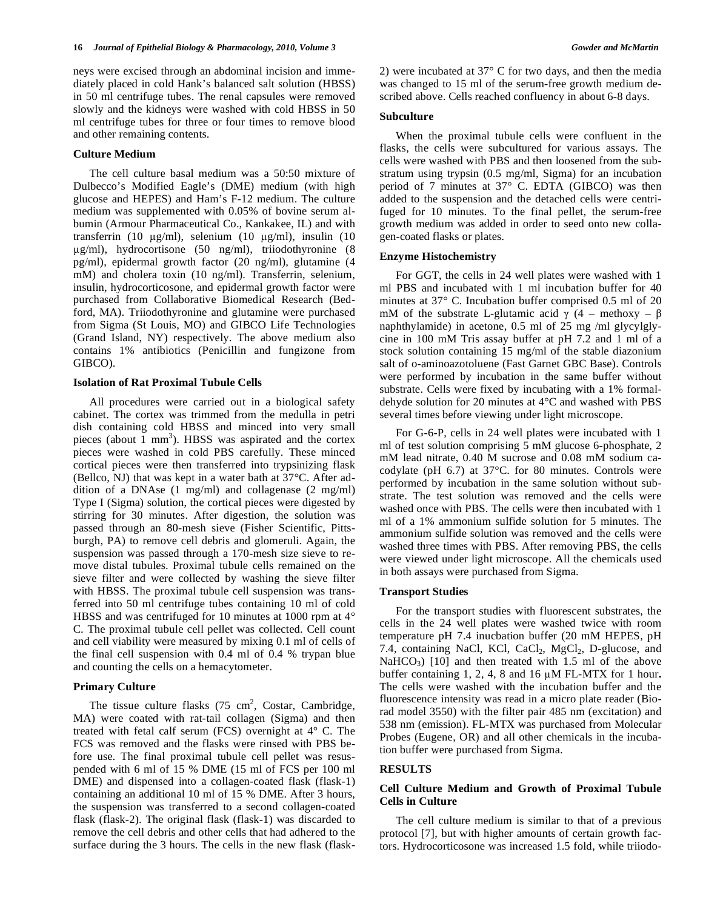neys were excised through an abdominal incision and immediately placed in cold Hank's balanced salt solution (HBSS) in 50 ml centrifuge tubes. The renal capsules were removed slowly and the kidneys were washed with cold HBSS in 50 ml centrifuge tubes for three or four times to remove blood and other remaining contents.

### Culture Medium

The cell culture basal medium was a 50:50 mixture of Dulbecco's Modified Eagle's (DME) medium (with high glucose and HEPES) and Ham's F-12 medium. The culture medium was supplemented with 0.05% of bovine serum albumin (Armour Pharmaceutical Co., Kankakee, IL) and with transferrin (10 μg/ml), selenium (10 μg/ml), insulin (10 μg/ml), hydrocortisone (50 ng/ml), triiodothyronine (8 pg/ml), epidermal growth factor (20 ng/ml), glutamine (4 mM) and cholera toxin (10 ng/ml). Transferrin, selenium, insulin, hydrocorticosone, and epidermal growth factor were purchased from Collaborative Biomedical Research (Bedford, MA). Triiodothyronine and glutamine were purchased from Sigma (St Louis, MO) and GIBCO Life Technologies (Grand Island, NY) respectively. The above medium also contains 1% antibiotics (Penicillin and fungizone from GIBCO).

### Isolation of Rat Proximal Tubule Cells

All procedures were carried out in a biological safety cabinet. The cortex was trimmed from the medulla in petri dish containing cold HBSS and minced into very small pieces (about 1 $mm^3$). HBSS was aspirated and the cortex pieces were washed in cold PBS carefully. These minced cortical pieces were then transferred into trypsinizing flask (Bellco, NJ) that was kept in a water bath at 37°C. After addition of a DNAse (1 mg/ml) and collagenase (2 mg/ml) Type I (Sigma) solution, the cortical pieces were digested by stirring for 30 minutes. After digestion, the solution was passed through an 80-mesh sieve (Fisher Scientific, Pittsburgh, PA) to remove cell debris and glomeruli. Again, the suspension was passed through a 170-mesh size sieve to remove distal tubules. Proximal tubule cells remained on the sieve filter and were collected by washing the sieve filter with HBSS. The proximal tubule cell suspension was transferred into 50 ml centrifuge tubes containing 10 ml of cold HBSS and was centrifuged for 10 minutes at 1000 rpm at 4° C. The proximal tubule cell pellet was collected. Cell count and cell viability were measured by mixing 0.1 ml of cells of the final cell suspension with 0.4 ml of 0.4 % trypan blue and counting the cells on a hemacytometer.

### Primary Culture

The tissue culture flasks (75 $cm^2$, Costar, Cambridge, MA) were coated with rat-tail collagen (Sigma) and then treated with fetal calf serum (FCS) overnight at 4° C. The FCS was removed and the flasks were rinsed with PBS before use. The final proximal tubule cell pellet was resuspended with 6 ml of 15 % DME (15 ml of FCS per 100 ml DME) and dispensed into a collagen-coated flask (flask-1) containing an additional 10 ml of 15 % DME. After 3 hours, the suspension was transferred to a second collagen-coated flask (flask-2). The original flask (flask-1) was discarded to remove the cell debris and other cells that had adhered to the surface during the 3 hours. The cells in the new flask (flask-2) were incubated at 37° C for two days, and then the media was changed to 15 ml of the serum-free growth medium described above. Cells reached confluency in about 6-8 days.

### Subculture

When the proximal tubule cells were confluent in the flasks, the cells were subcultured for various assays. The cells were washed with PBS and then loosened from the substratum using trypsin (0.5 mg/ml, Sigma) for an incubation period of 7 minutes at 37° C. EDTA (GIBCO) was then added to the suspension and the detached cells were centrifuged for 10 minutes. To the final pellet, the serum-free growth medium was added in order to seed onto new collagen-coated flasks or plates.

### Enzyme Histochemistry

For GGT, the cells in 24 well plates were washed with 1 ml PBS and incubated with 1 ml incubation buffer for 40 minutes at 37° C. Incubation buffer comprised 0.5 ml of 20 mM of the substrate L-glutamic acid γ (4 – methoxy – β naphthylamide) in acetone, 0.5 ml of 25 mg /ml glycylglycine in 100 mM Tris assay buffer at pH 7.2 and 1 ml of a stock solution containing 15 mg/ml of the stable diazonium salt of o-aminoazotoluene (Fast Garnet GBC Base). Controls were performed by incubation in the same buffer without substrate. Cells were fixed by incubating with a 1% formaldehyde solution for 20 minutes at 4°C and washed with PBS several times before viewing under light microscope.

For G-6-P, cells in 24 well plates were incubated with 1 ml of test solution comprising 5 mM glucose 6-phosphate, 2 mM lead nitrate, 0.40 M sucrose and 0.08 mM sodium cacodylate (pH 6.7) at 37°C. for 80 minutes. Controls were performed by incubation in the same solution without substrate. The test solution was removed and the cells were washed once with PBS. The cells were then incubated with 1 ml of a 1% ammonium sulfide solution for 5 minutes. The ammonium sulfide solution was removed and the cells were washed three times with PBS. After removing PBS, the cells were viewed under light microscope. All the chemicals used in both assays were purchased from Sigma.

### Transport Studies

For the transport studies with fluorescent substrates, the cells in the 24 well plates were washed twice with room temperature pH 7.4 inucbation buffer (20 mM HEPES, pH 7.4, containing NaCl, KCl, $CaCl_2$, $MgCl_2$, D-glucose, and $NaHCO_3$) [10] and then treated with 1.5 ml of the above buffer containing 1, 2, 4, 8 and 16 μM FL-MTX for 1 hour**.** The cells were washed with the incubation buffer and the fluorescence intensity was read in a micro plate reader (Biorad model 3550) with the filter pair 485 nm (excitation) and 538 nm (emission). FL-MTX was purchased from Molecular Probes (Eugene, OR) and all other chemicals in the incubation buffer were purchased from Sigma.

## RESULTS

### Cell Culture Medium and Growth of Proximal Tubule Cells in Culture

The cell culture medium is similar to that of a previous protocol [7], but with higher amounts of certain growth factors. Hydrocorticosone was increased 1.5 fold, while triiodo-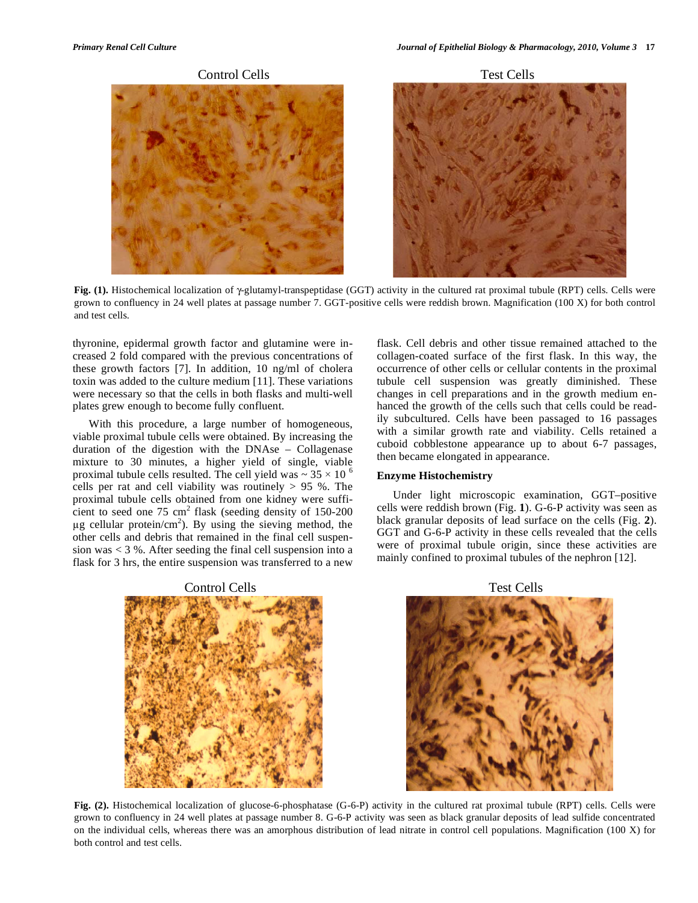Control Cells

Test Cells

**Fig. (1).** Histochemical localization of γ-glutamyl-transpeptidase (GGT) activity in the cultured rat proximal tubule (RPT) cells. Cells were grown to confluency in 24 well plates at passage number 7. GGT-positive cells were reddish brown. Magnification (100 X) for both control and test cells.

thyronine, epidermal growth factor and glutamine were increased 2 fold compared with the previous concentrations of these growth factors [7]. In addition, 10 ng/ml of cholera toxin was added to the culture medium [11]. These variations were necessary so that the cells in both flasks and multi-well plates grew enough to become fully confluent.

With this procedure, a large number of homogeneous, viable proximal tubule cells were obtained. By increasing the duration of the digestion with the DNAse – Collagenase mixture to 30 minutes, a higher yield of single, viable proximal tubule cells resulted. The cell yield was ~ $35 \times 10^6$ cells per rat and cell viability was routinely > 95 %. The proximal tubule cells obtained from one kidney were sufficient to seed one 75 $cm^2$ flask (seeding density of 150-200 μg cellular protein/$cm^2$). By using the sieving method, the other cells and debris that remained in the final cell suspension was < 3 %. After seeding the final cell suspension into a flask for 3 hrs, the entire suspension was transferred to a new flask. Cell debris and other tissue remained attached to the collagen-coated surface of the first flask. In this way, the occurrence of other cells or cellular contents in the proximal tubule cell suspension was greatly diminished. These changes in cell preparations and in the growth medium enhanced the growth of the cells such that cells could be readily subcultured. Cells have been passaged to 16 passages with a similar growth rate and viability. Cells retained a cuboid cobblestone appearance up to about 6-7 passages, then became elongated in appearance.

**Enzyme Histochemistry**

Under light microscopic examination, GGT–positive cells were reddish brown (Fig. **1**). G-6-P activity was seen as black granular deposits of lead surface on the cells (Fig. **2**). GGT and G-6-P activity in these cells revealed that the cells were of proximal tubule origin, since these activities are mainly confined to proximal tubules of the nephron [12].

Control Cells

Test Cells

**Fig. (2).** Histochemical localization of glucose-6-phosphatase (G-6-P) activity in the cultured rat proximal tubule (RPT) cells. Cells were grown to confluency in 24 well plates at passage number 8. G-6-P activity was seen as black granular deposits of lead sulfide concentrated on the individual cells, whereas there was an amorphous distribution of lead nitrate in control cell populations. Magnification (100 X) for both control and test cells.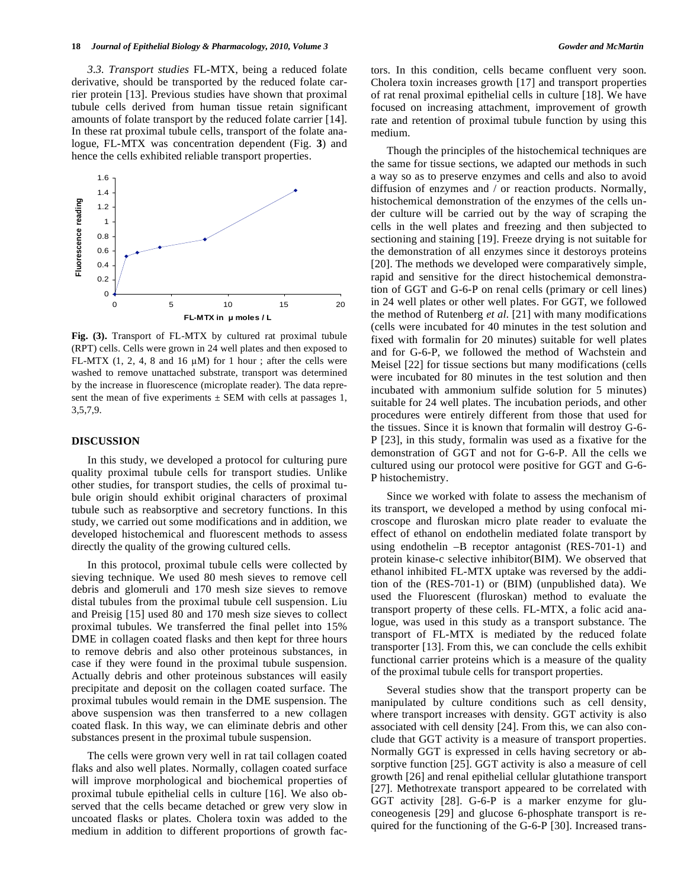*3.3. Transport studies* FL-MTX, being a reduced folate derivative, should be transported by the reduced folate carrier protein [13]. Previous studies have shown that proximal tubule cells derived from human tissue retain significant amounts of folate transport by the reduced folate carrier [14]. In these rat proximal tubule cells, transport of the folate analogue, FL-MTX was concentration dependent (Fig. **3**) and hence the cells exhibited reliable transport properties.

Fluorescence reading
1.6
1.4
1.2
1
0.8
0.6
0.4
0.2
0
0 5 10 15 20
FL-MTX in µ moles / L

**Fig. (3).** Transport of FL-MTX by cultured rat proximal tubule (RPT) cells. Cells were grown in 24 well plates and then exposed to FL-MTX (1, 2, 4, 8 and 16 µM) for 1 hour ; after the cells were washed to remove unattached substrate, transport was determined by the increase in fluorescence (microplate reader). The data represent the mean of five experiments ± SEM with cells at passages 1, 3,5,7,9.

## DISCUSSION

In this study, we developed a protocol for culturing pure quality proximal tubule cells for transport studies. Unlike other studies, for transport studies, the cells of proximal tubule origin should exhibit original characters of proximal tubule such as reabsorptive and secretory functions. In this study, we carried out some modifications and in addition, we developed histochemical and fluorescent methods to assess directly the quality of the growing cultured cells.

In this protocol, proximal tubule cells were collected by sieving technique. We used 80 mesh sieves to remove cell debris and glomeruli and 170 mesh size sieves to remove distal tubules from the proximal tubule cell suspension. Liu and Preisig [15] used 80 and 170 mesh size sieves to collect proximal tubules. We transferred the final pellet into 15% DME in collagen coated flasks and then kept for three hours to remove debris and also other proteinous substances, in case if they were found in the proximal tubule suspension. Actually debris and other proteinous substances will easily precipitate and deposit on the collagen coated surface. The proximal tubules would remain in the DME suspension. The above suspension was then transferred to a new collagen coated flask. In this way, we can eliminate debris and other substances present in the proximal tubule suspension.

The cells were grown very well in rat tail collagen coated flaks and also well plates. Normally, collagen coated surface will improve morphological and biochemical properties of proximal tubule epithelial cells in culture [16]. We also observed that the cells became detached or grew very slow in uncoated flasks or plates. Cholera toxin was added to the medium in addition to different proportions of growth factors. In this condition, cells became confluent very soon. Cholera toxin increases growth [17] and transport properties of rat renal proximal epithelial cells in culture [18]. We have focused on increasing attachment, improvement of growth rate and retention of proximal tubule function by using this medium.

Though the principles of the histochemical techniques are the same for tissue sections, we adapted our methods in such a way so as to preserve enzymes and cells and also to avoid diffusion of enzymes and / or reaction products. Normally, histochemical demonstration of the enzymes of the cells under culture will be carried out by the way of scraping the cells in the well plates and freezing and then subjected to sectioning and staining [19]. Freeze drying is not suitable for the demonstration of all enzymes since it destoroys proteins [20]. The methods we developed were comparatively simple, rapid and sensitive for the direct histochemical demonstration of GGT and G-6-P on renal cells (primary or cell lines) in 24 well plates or other well plates. For GGT, we followed the method of Rutenberg *et al*. [21] with many modifications (cells were incubated for 40 minutes in the test solution and fixed with formalin for 20 minutes) suitable for well plates and for G-6-P, we followed the method of Wachstein and Meisel [22] for tissue sections but many modifications (cells were incubated for 80 minutes in the test solution and then incubated with ammonium sulfide solution for 5 minutes) suitable for 24 well plates. The incubation periods, and other procedures were entirely different from those that used for the tissues. Since it is known that formalin will destroy G-6-P [23], in this study, formalin was used as a fixative for the demonstration of GGT and not for G-6-P. All the cells we cultured using our protocol were positive for GGT and G-6-P histochemistry.

Since we worked with folate to assess the mechanism of its transport, we developed a method by using confocal microscope and fluroskan micro plate reader to evaluate the effect of ethanol on endothelin mediated folate transport by using endothelin –B receptor antagonist (RES-701-1) and protein kinase-c selective inhibitor(BIM). We observed that ethanol inhibited FL-MTX uptake was reversed by the addition of the (RES-701-1) or (BIM) (unpublished data). We used the Fluorescent (fluroskan) method to evaluate the transport property of these cells. FL-MTX, a folic acid analogue, was used in this study as a transport substance. The transport of FL-MTX is mediated by the reduced folate transporter [13]. From this, we can conclude the cells exhibit functional carrier proteins which is a measure of the quality of the proximal tubule cells for transport properties.

Several studies show that the transport property can be manipulated by culture conditions such as cell density, where transport increases with density. GGT activity is also associated with cell density [24]. From this, we can also conclude that GGT activity is a measure of transport properties. Normally GGT is expressed in cells having secretory or absorptive function [25]. GGT activity is also a measure of cell growth [26] and renal epithelial cellular glutathione transport [27]. Methotrexate transport appeared to be correlated with GGT activity [28]. G-6-P is a marker enzyme for gluconeogenesis [29] and glucose 6-phosphate transport is required for the functioning of the G-6-P [30]. Increased trans-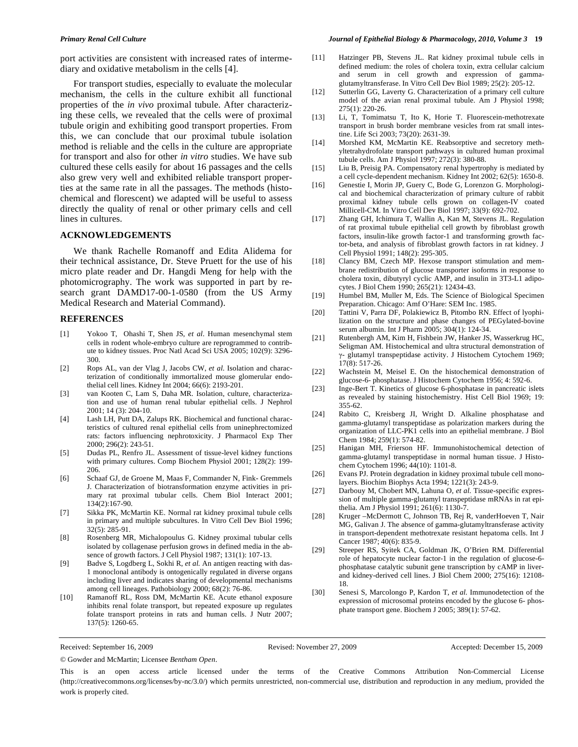port activities are consistent with increased rates of intermediary and oxidative metabolism in the cells [4].

For transport studies, especially to evaluate the molecular mechanism, the cells in the culture exhibit all functional properties of the *in vivo* proximal tubule. After characterizing these cells, we revealed that the cells were of proximal tubule origin and exhibiting good transport properties. From this, we can conclude that our proximal tubule isolation method is reliable and the cells in the culture are appropriate for transport and also for other *in vitro* studies. We have sub cultured these cells easily for about 16 passages and the cells also grew very well and exhibited reliable transport properties at the same rate in all the passages. The methods (histochemical and florescent) we adapted will be useful to assess directly the quality of renal or other primary cells and cell lines in cultures.

## ACKNOWLEDGEMENTS

We thank Rachelle Romanoff and Edita Alidema for their technical assistance, Dr. Steve Pruett for the use of his micro plate reader and Dr. Hangdi Meng for help with the photomicrography. The work was supported in part by research grant DAMD17-00-1-0580 (from the US Army Medical Research and Material Command).

## REFERENCES

[1] Yokoo T, Ohashi T, Shen JS, *et al*. Human mesenchymal stem cells in rodent whole-embryo culture are reprogrammed to contribute to kidney tissues. Proc Natl Acad Sci USA 2005; 102(9): 3296-300.

[2] Rops AL, van der Vlag J, Jacobs CW, *et al*. Isolation and characterization of conditionally immortalized mouse glomerular endothelial cell lines. Kidney Int 2004; 66(6): 2193-201.

[3] van Kooten C, Lam S, Daha MR. Isolation, culture, characterization and use of human renal tubular epithelial cells. J Nephrol 2001; 14 (3): 204-10.

[4] Lash LH, Putt DA, Zalups RK. Biochemical and functional characteristics of cultured renal epithelial cells from uninephrectomized rats: factors influencing nephrotoxicity. J Pharmacol Exp Ther 2000; 296(2): 243-51.

[5] Dudas PL, Renfro JL. Assessment of tissue-level kidney functions with primary cultures. Comp Biochem Physiol 2001; 128(2): 199-206.

[6] Schaaf GJ, de Groene M, Maas F, Commander N, Fink- Gremmels J. Characterization of biotransformation enzyme activities in primary rat proximal tubular cells. Chem Biol Interact 2001; 134(2):167-90.

[7] Sikka PK, McMartin KE. Normal rat kidney proximal tubule cells in primary and multiple subcultures. In Vitro Cell Dev Biol 1996; 32(5): 285-91.

[8] Rosenberg MR, Michalopoulus G. Kidney proximal tubular cells isolated by collagenase perfusion grows in defined media in the absence of growth factors. J Cell Physiol 1987; 131(1): 107-13.

[9] Badve S, Logdberg L, Sokhi R, *et al.* An antigen reacting with das-1 monoclonal antibody is ontogenically regulated in diverse organs including liver and indicates sharing of developmental mechanisms among cell lineages. Pathobiology 2000; 68(2): 76-86.

[10] Ramanoff RL, Ross DM, McMartin KE. Acute ethanol exposure inhibits renal folate transport, but repeated exposure up regulates folate transport proteins in rats and human cells. J Nutr 2007; 137(5): 1260-65.

[11] Hatzinger PB, Stevens JL. Rat kidney proximal tubule cells in defined medium: the roles of cholera toxin, extra cellular calcium and serum in cell growth and expression of gamma-glutamyltransferase. In Vitro Cell Dev Biol 1989; 25(2): 205-12.

[12] Sutterlin GG, Laverty G. Characterization of a primary cell culture model of the avian renal proximal tubule. Am J Physiol 1998; 275(1): 220-26.

[13] Li, T, Tomimatsu T, Ito K, Horie T. Fluorescein-methotrexate transport in brush border membrane vesicles from rat small intestine. Life Sci 2003; 73(20): 2631-39.

[14] Morshed KM, McMartin KE. Reabsorptive and secretory methyltetrahydrofolate transport pathways in cultured human proximal tubule cells. Am J Physiol 1997; 272(3): 380-88.

[15] Liu B, Preisig PA. Compensatory renal hypertrophy is mediated by a cell cycle-dependent mechanism. Kidney Int 2002; 62(5): 1650-8.

[16] Genestie I, Morin JP, Guery C, Bode G, Lorenzon G. Morphological and biochemical characterization of primary culture of rabbit proximal kidney tubule cells grown on collagen-IV coated Millicell-CM. In Vitro Cell Dev Biol 1997; 33(9): 692-702.

[17] Zhang GH, Ichimura T, Wallin A, Kan M, Stevens JL. Regulation of rat proximal tubule epithelial cell growth by fibroblast growth factors, insulin-like growth factor-1 and transforming growth factor-beta, and analysis of fibroblast growth factors in rat kidney. J Cell Physiol 1991; 148(2): 295-305.

[18] Clancy BM, Czech MP. Hexose transport stimulation and membrane redistribution of glucose transporter isoforms in response to cholera toxin, dibutyryl cyclic AMP, and insulin in 3T3-L1 adipocytes. J Biol Chem 1990; 265(21): 12434-43.

[19] Humbel BM, Muller M, Eds. The Science of Biological Specimen Preparation. Chicago: Amf O'Hare: SEM Inc. 1985.

[20] Tattini V, Parra DF, Polakiewicz B, Pitombo RN. Effect of lyophilization on the structure and phase changes of PEGylated-bovine serum albumin. Int J Pharm 2005; 304(1): 124-34.

[21] Rutenbergh AM, Kim H, Fishbein JW, Hanker JS, Wasserkrug HC, Seligman AM. Histochemical and ultra structural demonstration of γ- glutamyl transpeptidase activity. J Histochem Cytochem 1969; 17(8): 517-26.

[22] Wachstein M, Meisel E. On the histochemical demonstration of glucose-6- phosphatase. J Histochem Cytochem 1956; 4: 592-6.

[23] Inge-Bert T. Kinetics of glucose 6-phosphatase in pancreatic islets as revealed by staining histochemistry. Hist Cell Biol 1969; 19: 355-62.

[24] Rabito C, Kreisberg JI, Wright D. Alkaline phosphatase and gamma-glutamyl transpeptidase as polarization markers during the organization of LLC-PK1 cells into an epithelial membrane. J Biol Chem 1984; 259(1): 574-82.

[25] Hanigan MH, Frierson HF. Immunohistochemical detection of gamma-glutamyl transpeptidase in normal human tissue. J Histochem Cytochem 1996; 44(10): 1101-8.

[26] Evans PJ. Protein degradation in kidney proximal tubule cell monolayers. Biochim Biophys Acta 1994; 1221(3): 243-9.

[27] Darbouy M, Chobert MN, Lahuna O, *et al.* Tissue-specific expression of multiple gamma-glutamyl transpeptidase mRNAs in rat epithelia. Am J Physiol 1991; 261(6): 1130-7.

[28] Kruger –McDermott C, Johnson TB, Rej R, vanderHoeven T, Nair MG, Galivan J. The absence of gamma-glutamyltransferase activity in transport-dependent methotrexate resistant hepatoma cells. Int J Cancer 1987; 40(6): 835-9.

[29] Streeper RS, Syitek CA, Goldman JK, O'Brien RM. Differential role of hepatocyte nuclear factor-1 in the regulation of glucose-6-phosphatase catalytic subunit gene transcription by cAMP in liver- and kidney-derived cell lines. J Biol Chem 2000; 275(16): 12108-18.

[30] Senesi S, Marcolongo P, Kardon T, *et al.* Immunodetection of the expression of microsomal proteins encoded by the glucose 6- phosphate transport gene. Biochem J 2005; 389(1): 57-62.

Received: September 16, 2009 Revised: November 27, 2009 Accepted: December 15, 2009

© Gowder and McMartin; Licensee *Bentham Open*.

This is an open access article licensed under the terms of the Creative Commons Attribution Non-Commercial License (http://creativecommons.org/licenses/by-nc/3.0/) which permits unrestricted, non-commercial use, distribution and reproduction in any medium, provided the work is properly cited.